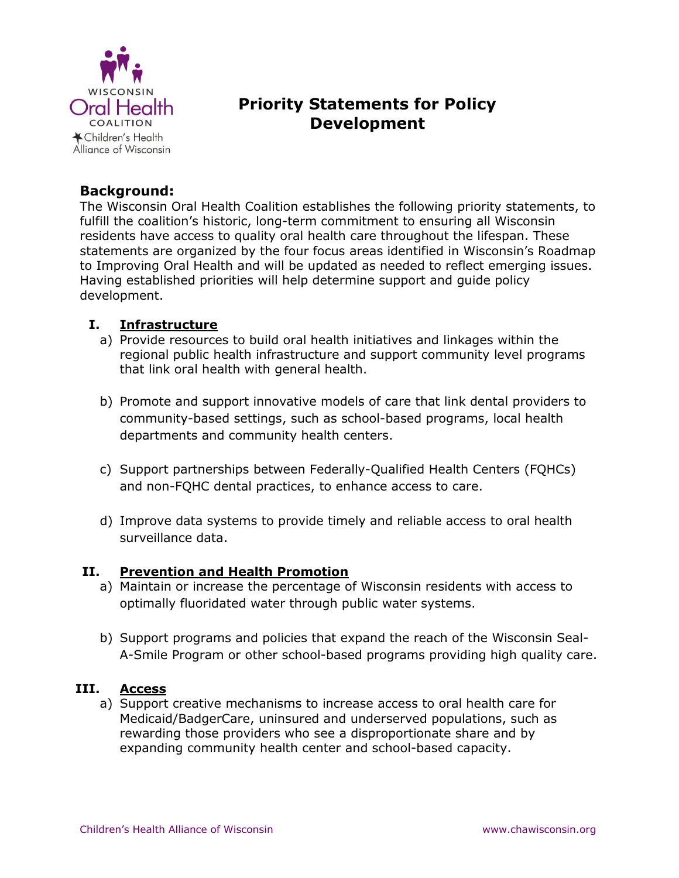Wisconsin Oral Health Coalition

Children's Health Alliance of Wisconsin

# Priority Statements for Policy Development

**Background:**
The Wisconsin Oral Health Coalition establishes the following priority statements, to fulfill the coalition's historic, long-term commitment to ensuring all Wisconsin residents have access to quality oral health care throughout the lifespan. These statements are organized by the four focus areas identified in Wisconsin's Roadmap to Improving Oral Health and will be updated as needed to reflect emerging issues. Having established priorities will help determine support and guide policy development.

## I. Infrastructure

a) Provide resources to build oral health initiatives and linkages within the regional public health infrastructure and support community level programs that link oral health with general health.

b) Promote and support innovative models of care that link dental providers to community-based settings, such as school-based programs, local health departments and community health centers.

c) Support partnerships between Federally-Qualified Health Centers (FQHCs) and non-FQHC dental practices, to enhance access to care.

d) Improve data systems to provide timely and reliable access to oral health surveillance data.

## II. Prevention and Health Promotion

a) Maintain or increase the percentage of Wisconsin residents with access to optimally fluoridated water through public water systems.

b) Support programs and policies that expand the reach of the Wisconsin Seal-A-Smile Program or other school-based programs providing high quality care.

## III. Access

a) Support creative mechanisms to increase access to oral health care for Medicaid/BadgerCare, uninsured and underserved populations, such as rewarding those providers who see a disproportionate share and by expanding community health center and school-based capacity.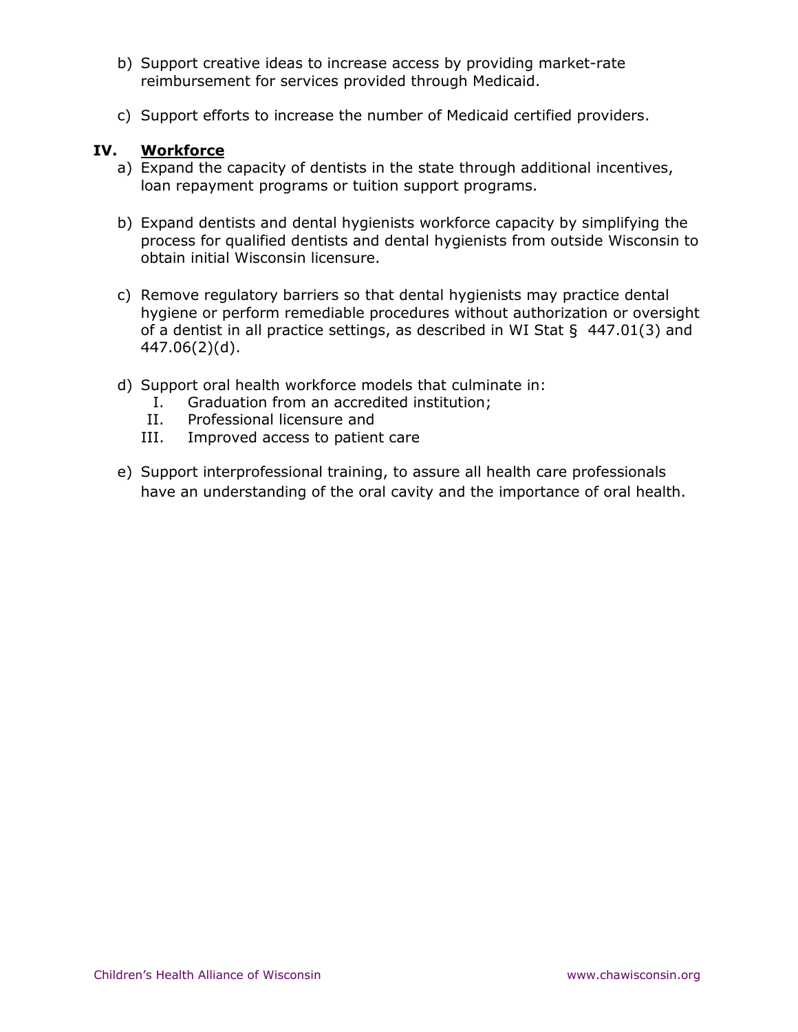b) Support creative ideas to increase access by providing market-rate reimbursement for services provided through Medicaid.

c) Support efforts to increase the number of Medicaid certified providers.

## IV. Workforce

a) Expand the capacity of dentists in the state through additional incentives, loan repayment programs or tuition support programs.

b) Expand dentists and dental hygienists workforce capacity by simplifying the process for qualified dentists and dental hygienists from outside Wisconsin to obtain initial Wisconsin licensure.

c) Remove regulatory barriers so that dental hygienists may practice dental hygiene or perform remediable procedures without authorization or oversight of a dentist in all practice settings, as described in WI Stat § 447.01(3) and 447.06(2)(d).

d) Support oral health workforce models that culminate in:

   I. Graduation from an accredited institution;
   II. Professional licensure and
   III. Improved access to patient care

e) Support interprofessional training, to assure all health care professionals have an understanding of the oral cavity and the importance of oral health.